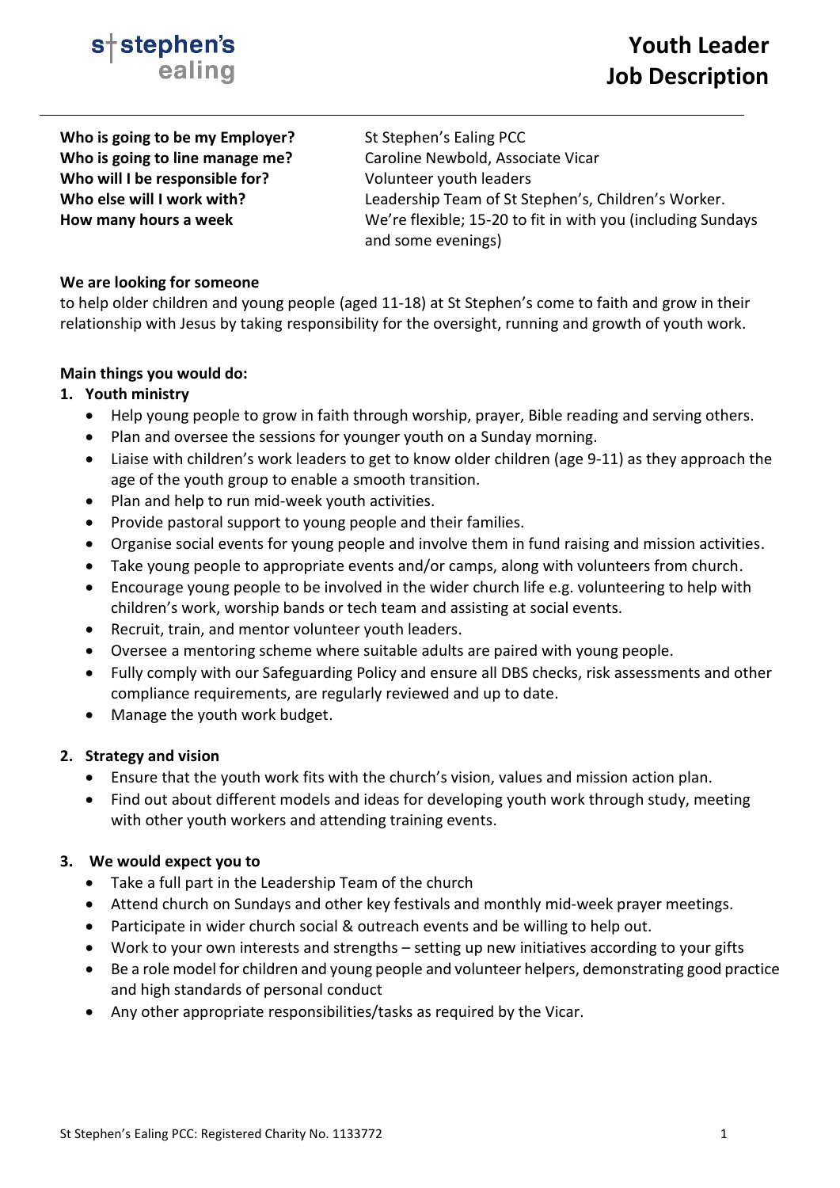st stephen's ealing

# Youth Leader Job Description

| | |
|---|---|
| **Who is going to be my Employer?** | St Stephen's Ealing PCC |
| **Who is going to line manage me?** | Caroline Newbold, Associate Vicar |
| **Who will I be responsible for?** | Volunteer youth leaders |
| **Who else will I work with?** | Leadership Team of St Stephen's, Children's Worker. |
| **How many hours a week** | We're flexible; 15-20 to fit in with you (including Sundays and some evenings) |

**We are looking for someone**
to help older children and young people (aged 11-18) at St Stephen's come to faith and grow in their relationship with Jesus by taking responsibility for the oversight, running and growth of youth work.

**Main things you would do:**

1. **Youth ministry**
   - Help young people to grow in faith through worship, prayer, Bible reading and serving others.
   - Plan and oversee the sessions for younger youth on a Sunday morning.
   - Liaise with children's work leaders to get to know older children (age 9-11) as they approach the age of the youth group to enable a smooth transition.
   - Plan and help to run mid-week youth activities.
   - Provide pastoral support to young people and their families.
   - Organise social events for young people and involve them in fund raising and mission activities.
   - Take young people to appropriate events and/or camps, along with volunteers from church.
   - Encourage young people to be involved in the wider church life e.g. volunteering to help with children's work, worship bands or tech team and assisting at social events.
   - Recruit, train, and mentor volunteer youth leaders.
   - Oversee a mentoring scheme where suitable adults are paired with young people.
   - Fully comply with our Safeguarding Policy and ensure all DBS checks, risk assessments and other compliance requirements, are regularly reviewed and up to date.
   - Manage the youth work budget.

2. **Strategy and vision**
   - Ensure that the youth work fits with the church's vision, values and mission action plan.
   - Find out about different models and ideas for developing youth work through study, meeting with other youth workers and attending training events.

3. **We would expect you to**
   - Take a full part in the Leadership Team of the church
   - Attend church on Sundays and other key festivals and monthly mid-week prayer meetings.
   - Participate in wider church social & outreach events and be willing to help out.
   - Work to your own interests and strengths – setting up new initiatives according to your gifts
   - Be a role model for children and young people and volunteer helpers, demonstrating good practice and high standards of personal conduct
   - Any other appropriate responsibilities/tasks as required by the Vicar.

St Stephen's Ealing PCC: Registered Charity No. 1133772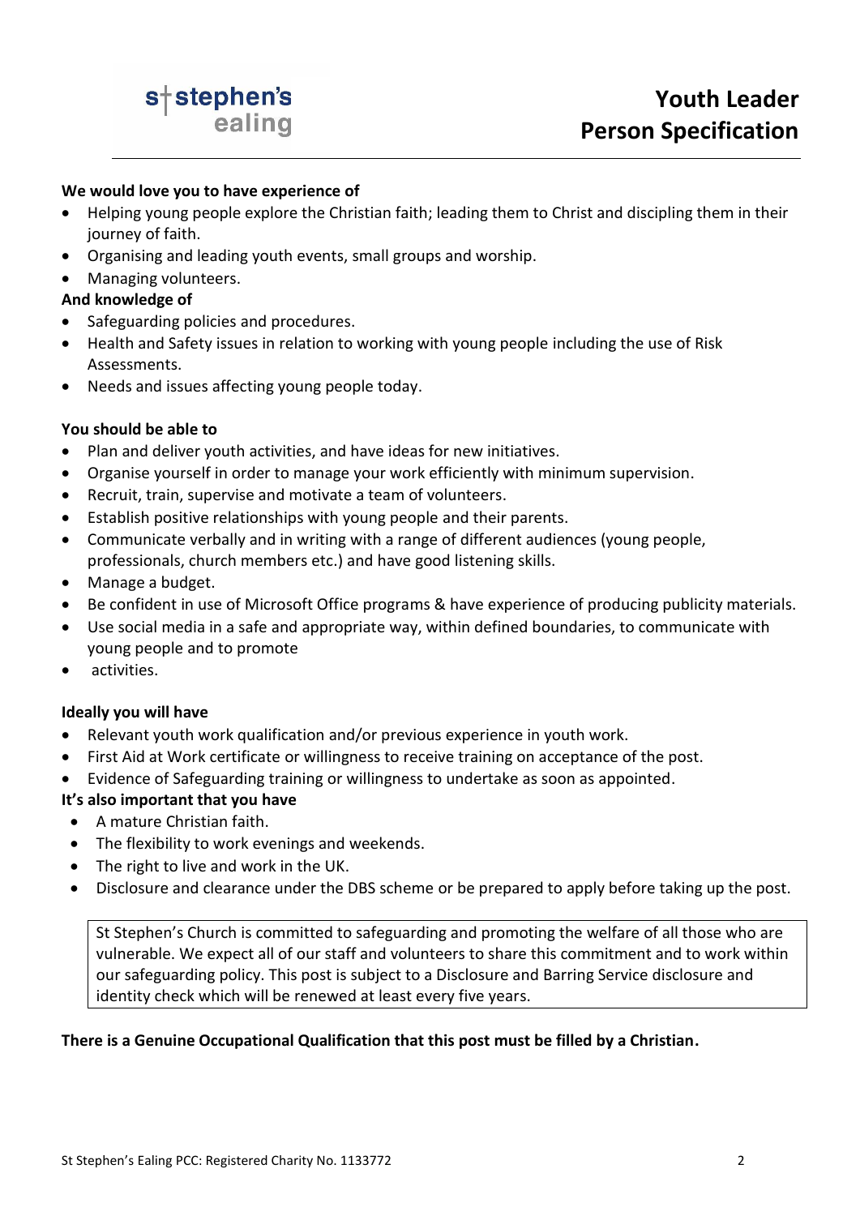# Youth Leader Person Specification

**We would love you to have experience of**

- Helping young people explore the Christian faith; leading them to Christ and discipling them in their journey of faith.
- Organising and leading youth events, small groups and worship.
- Managing volunteers.

**And knowledge of**

- Safeguarding policies and procedures.
- Health and Safety issues in relation to working with young people including the use of Risk Assessments.
- Needs and issues affecting young people today.

**You should be able to**

- Plan and deliver youth activities, and have ideas for new initiatives.
- Organise yourself in order to manage your work efficiently with minimum supervision.
- Recruit, train, supervise and motivate a team of volunteers.
- Establish positive relationships with young people and their parents.
- Communicate verbally and in writing with a range of different audiences (young people, professionals, church members etc.) and have good listening skills.
- Manage a budget.
- Be confident in use of Microsoft Office programs & have experience of producing publicity materials.
- Use social media in a safe and appropriate way, within defined boundaries, to communicate with young people and to promote
- activities.

**Ideally you will have**

- Relevant youth work qualification and/or previous experience in youth work.
- First Aid at Work certificate or willingness to receive training on acceptance of the post.
- Evidence of Safeguarding training or willingness to undertake as soon as appointed.

**It's also important that you have**

- A mature Christian faith.
- The flexibility to work evenings and weekends.
- The right to live and work in the UK.
- Disclosure and clearance under the DBS scheme or be prepared to apply before taking up the post.

St Stephen's Church is committed to safeguarding and promoting the welfare of all those who are vulnerable. We expect all of our staff and volunteers to share this commitment and to work within our safeguarding policy. This post is subject to a Disclosure and Barring Service disclosure and identity check which will be renewed at least every five years.

**There is a Genuine Occupational Qualification that this post must be filled by a Christian.**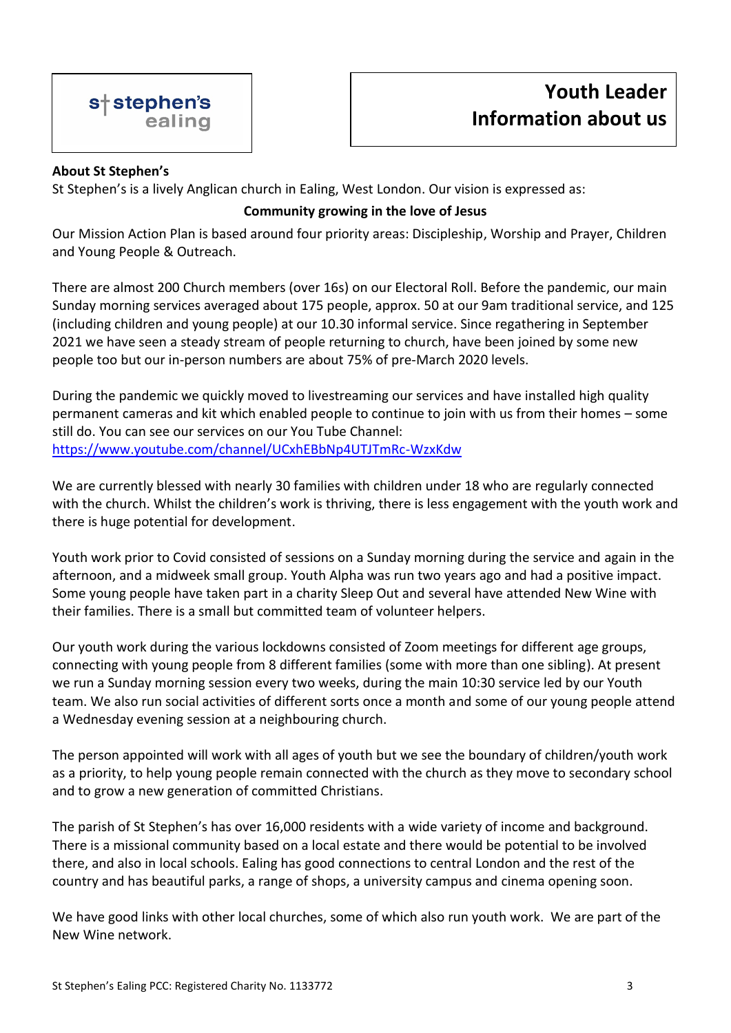st stephen's ealing

# Youth Leader
# Information about us

**About St Stephen's**

St Stephen's is a lively Anglican church in Ealing, West London. Our vision is expressed as:

**Community growing in the love of Jesus**

Our Mission Action Plan is based around four priority areas: Discipleship, Worship and Prayer, Children and Young People & Outreach.

There are almost 200 Church members (over 16s) on our Electoral Roll. Before the pandemic, our main Sunday morning services averaged about 175 people, approx. 50 at our 9am traditional service, and 125 (including children and young people) at our 10.30 informal service. Since regathering in September 2021 we have seen a steady stream of people returning to church, have been joined by some new people too but our in-person numbers are about 75% of pre-March 2020 levels.

During the pandemic we quickly moved to livestreaming our services and have installed high quality permanent cameras and kit which enabled people to continue to join with us from their homes – some still do. You can see our services on our You Tube Channel: https://www.youtube.com/channel/UCxhEBbNp4UTJTmRc-WzxKdw

We are currently blessed with nearly 30 families with children under 18 who are regularly connected with the church. Whilst the children's work is thriving, there is less engagement with the youth work and there is huge potential for development.

Youth work prior to Covid consisted of sessions on a Sunday morning during the service and again in the afternoon, and a midweek small group. Youth Alpha was run two years ago and had a positive impact. Some young people have taken part in a charity Sleep Out and several have attended New Wine with their families. There is a small but committed team of volunteer helpers.

Our youth work during the various lockdowns consisted of Zoom meetings for different age groups, connecting with young people from 8 different families (some with more than one sibling). At present we run a Sunday morning session every two weeks, during the main 10:30 service led by our Youth team. We also run social activities of different sorts once a month and some of our young people attend a Wednesday evening session at a neighbouring church.

The person appointed will work with all ages of youth but we see the boundary of children/youth work as a priority, to help young people remain connected with the church as they move to secondary school and to grow a new generation of committed Christians.

The parish of St Stephen's has over 16,000 residents with a wide variety of income and background. There is a missional community based on a local estate and there would be potential to be involved there, and also in local schools. Ealing has good connections to central London and the rest of the country and has beautiful parks, a range of shops, a university campus and cinema opening soon.

We have good links with other local churches, some of which also run youth work. We are part of the New Wine network.

St Stephen's Ealing PCC: Registered Charity No. 1133772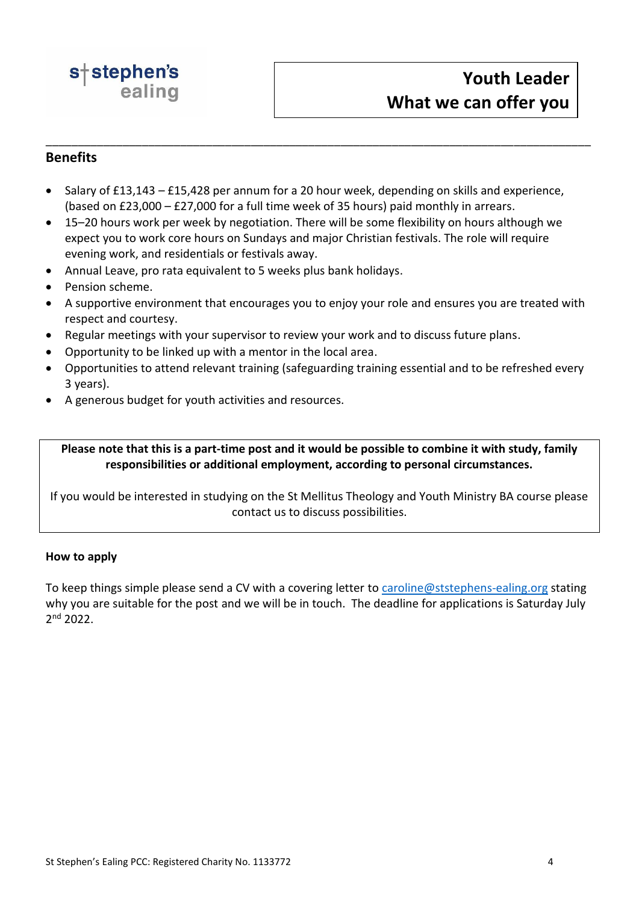st stephen's ealing

# Youth Leader
# What we can offer you

## Benefits

- Salary of £13,143 – £15,428 per annum for a 20 hour week, depending on skills and experience, (based on £23,000 – £27,000 for a full time week of 35 hours) paid monthly in arrears.
- 15–20 hours work per week by negotiation. There will be some flexibility on hours although we expect you to work core hours on Sundays and major Christian festivals. The role will require evening work, and residentials or festivals away.
- Annual Leave, pro rata equivalent to 5 weeks plus bank holidays.
- Pension scheme.
- A supportive environment that encourages you to enjoy your role and ensures you are treated with respect and courtesy.
- Regular meetings with your supervisor to review your work and to discuss future plans.
- Opportunity to be linked up with a mentor in the local area.
- Opportunities to attend relevant training (safeguarding training essential and to be refreshed every 3 years).
- A generous budget for youth activities and resources.

**Please note that this is a part-time post and it would be possible to combine it with study, family responsibilities or additional employment, according to personal circumstances.**

If you would be interested in studying on the St Mellitus Theology and Youth Ministry BA course please contact us to discuss possibilities.

**How to apply**

To keep things simple please send a CV with a covering letter to caroline@ststephens-ealing.org stating why you are suitable for the post and we will be in touch. The deadline for applications is Saturday July 2nd 2022.

St Stephen's Ealing PCC: Registered Charity No. 1133772